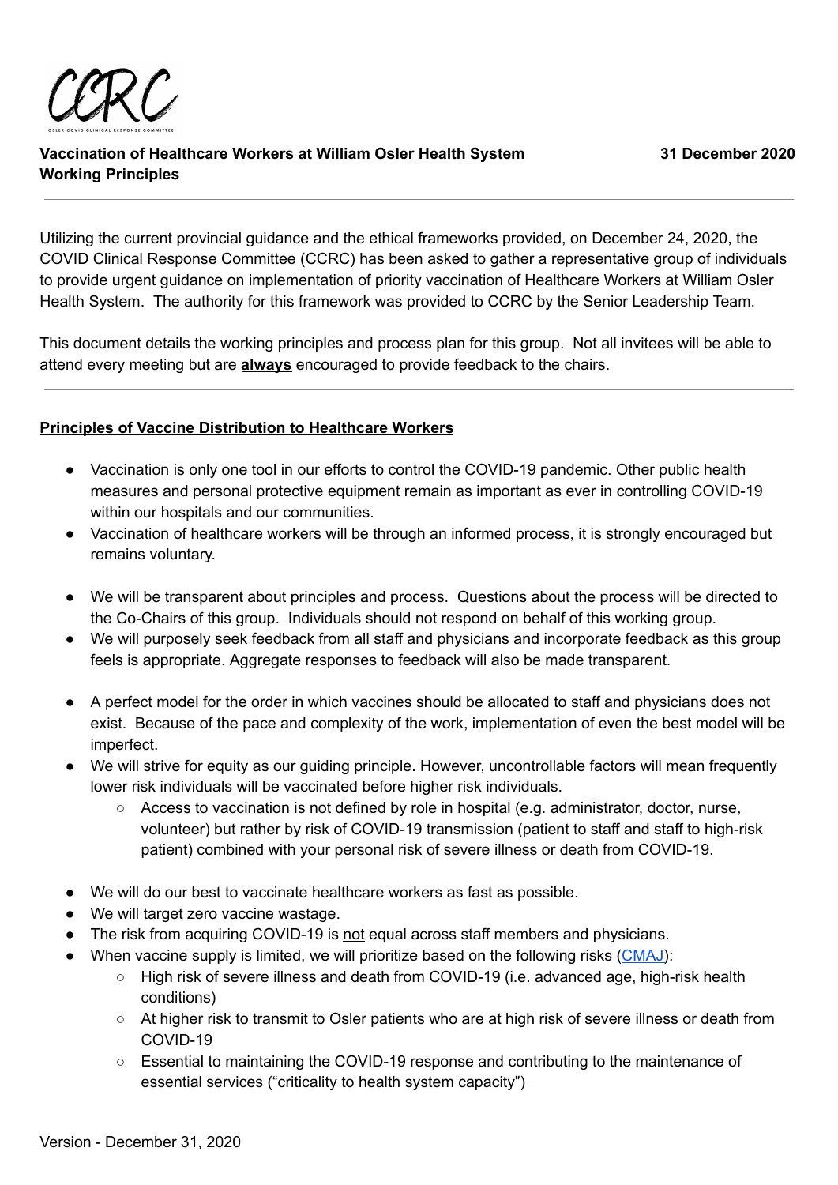CCRC

OSLER COVID CLINICAL RESPONSE COMMITTEE

**Vaccination of Healthcare Workers at William Osler Health System Working Principles**

**31 December 2020**

---

Utilizing the current provincial guidance and the ethical frameworks provided, on December 24, 2020, the COVID Clinical Response Committee (CCRC) has been asked to gather a representative group of individuals to provide urgent guidance on implementation of priority vaccination of Healthcare Workers at William Osler Health System. The authority for this framework was provided to CCRC by the Senior Leadership Team.

This document details the working principles and process plan for this group. Not all invitees will be able to attend every meeting but are **always** encouraged to provide feedback to the chairs.

---

## Principles of Vaccine Distribution to Healthcare Workers

- Vaccination is only one tool in our efforts to control the COVID-19 pandemic. Other public health measures and personal protective equipment remain as important as ever in controlling COVID-19 within our hospitals and our communities.
- Vaccination of healthcare workers will be through an informed process, it is strongly encouraged but remains voluntary.
- We will be transparent about principles and process. Questions about the process will be directed to the Co-Chairs of this group. Individuals should not respond on behalf of this working group.
- We will purposely seek feedback from all staff and physicians and incorporate feedback as this group feels is appropriate. Aggregate responses to feedback will also be made transparent.
- A perfect model for the order in which vaccines should be allocated to staff and physicians does not exist. Because of the pace and complexity of the work, implementation of even the best model will be imperfect.
- We will strive for equity as our guiding principle. However, uncontrollable factors will mean frequently lower risk individuals will be vaccinated before higher risk individuals.
  - Access to vaccination is not defined by role in hospital (e.g. administrator, doctor, nurse, volunteer) but rather by risk of COVID-19 transmission (patient to staff and staff to high-risk patient) combined with your personal risk of severe illness or death from COVID-19.
- We will do our best to vaccinate healthcare workers as fast as possible.
- We will target zero vaccine wastage.
- The risk from acquiring COVID-19 is not equal across staff members and physicians.
- When vaccine supply is limited, we will prioritize based on the following risks (CMAJ):
  - High risk of severe illness and death from COVID-19 (i.e. advanced age, high-risk health conditions)
  - At higher risk to transmit to Osler patients who are at high risk of severe illness or death from COVID-19
  - Essential to maintaining the COVID-19 response and contributing to the maintenance of essential services ("criticality to health system capacity")

Version - December 31, 2020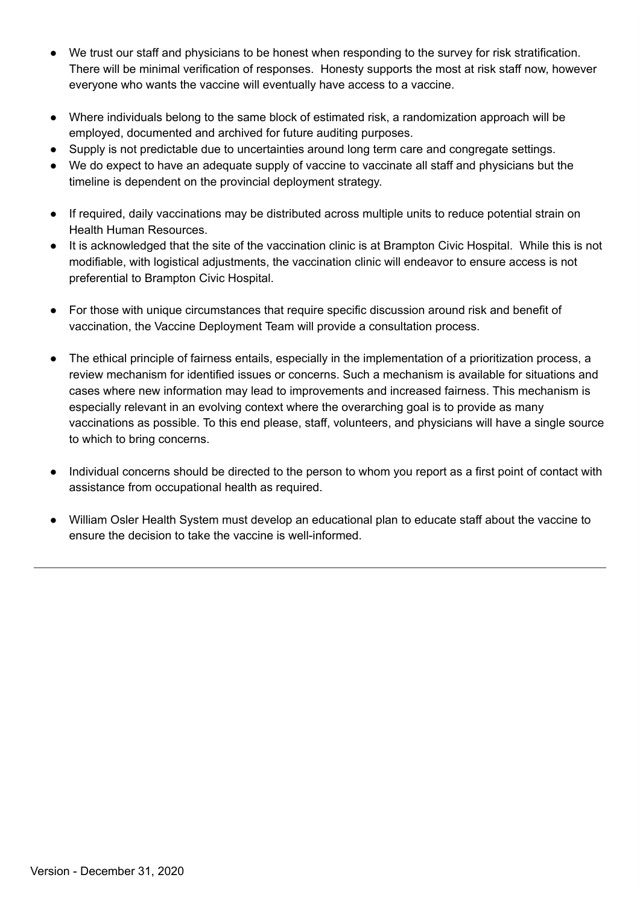- We trust our staff and physicians to be honest when responding to the survey for risk stratification. There will be minimal verification of responses. Honesty supports the most at risk staff now, however everyone who wants the vaccine will eventually have access to a vaccine.

- Where individuals belong to the same block of estimated risk, a randomization approach will be employed, documented and archived for future auditing purposes.
- Supply is not predictable due to uncertainties around long term care and congregate settings.
- We do expect to have an adequate supply of vaccine to vaccinate all staff and physicians but the timeline is dependent on the provincial deployment strategy.

- If required, daily vaccinations may be distributed across multiple units to reduce potential strain on Health Human Resources.
- It is acknowledged that the site of the vaccination clinic is at Brampton Civic Hospital. While this is not modifiable, with logistical adjustments, the vaccination clinic will endeavor to ensure access is not preferential to Brampton Civic Hospital.

- For those with unique circumstances that require specific discussion around risk and benefit of vaccination, the Vaccine Deployment Team will provide a consultation process.

- The ethical principle of fairness entails, especially in the implementation of a prioritization process, a review mechanism for identified issues or concerns. Such a mechanism is available for situations and cases where new information may lead to improvements and increased fairness. This mechanism is especially relevant in an evolving context where the overarching goal is to provide as many vaccinations as possible. To this end please, staff, volunteers, and physicians will have a single source to which to bring concerns.

- Individual concerns should be directed to the person to whom you report as a first point of contact with assistance from occupational health as required.

- William Osler Health System must develop an educational plan to educate staff about the vaccine to ensure the decision to take the vaccine is well-informed.

---

Version - December 31, 2020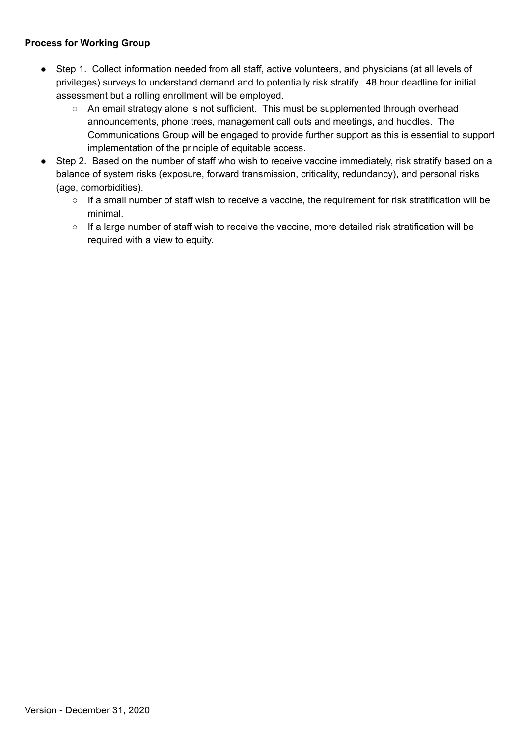**Process for Working Group**

- Step 1. Collect information needed from all staff, active volunteers, and physicians (at all levels of privileges) surveys to understand demand and to potentially risk stratify. 48 hour deadline for initial assessment but a rolling enrollment will be employed.
  - An email strategy alone is not sufficient. This must be supplemented through overhead announcements, phone trees, management call outs and meetings, and huddles. The Communications Group will be engaged to provide further support as this is essential to support implementation of the principle of equitable access.
- Step 2. Based on the number of staff who wish to receive vaccine immediately, risk stratify based on a balance of system risks (exposure, forward transmission, criticality, redundancy), and personal risks (age, comorbidities).
  - If a small number of staff wish to receive a vaccine, the requirement for risk stratification will be minimal.
  - If a large number of staff wish to receive the vaccine, more detailed risk stratification will be required with a view to equity.